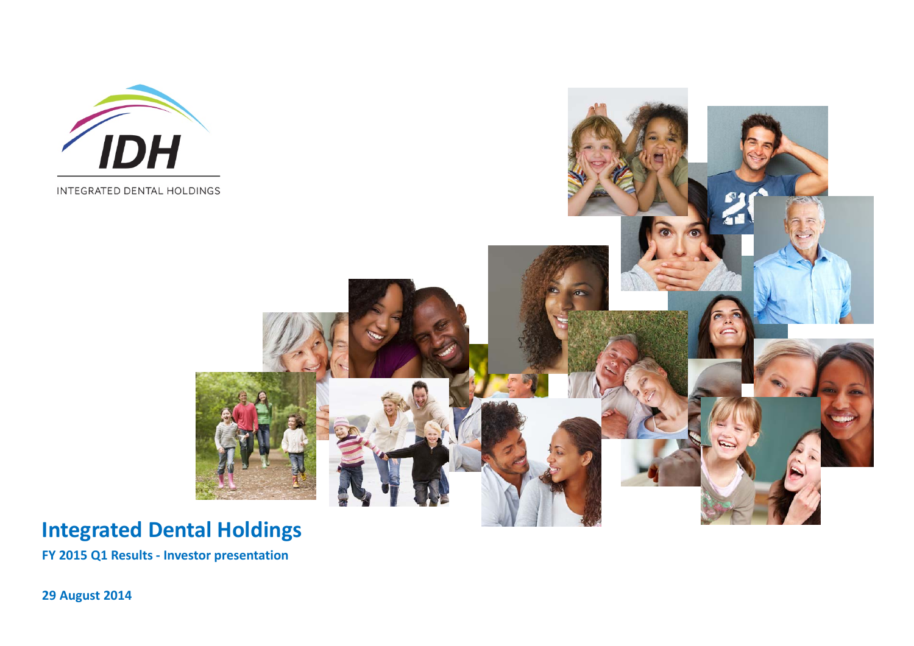IDH

INTEGRATED DENTAL HOLDINGS

# Integrated Dental Holdings

**FY 2015 Q1 Results - Investor presentation**

**29 August 2014**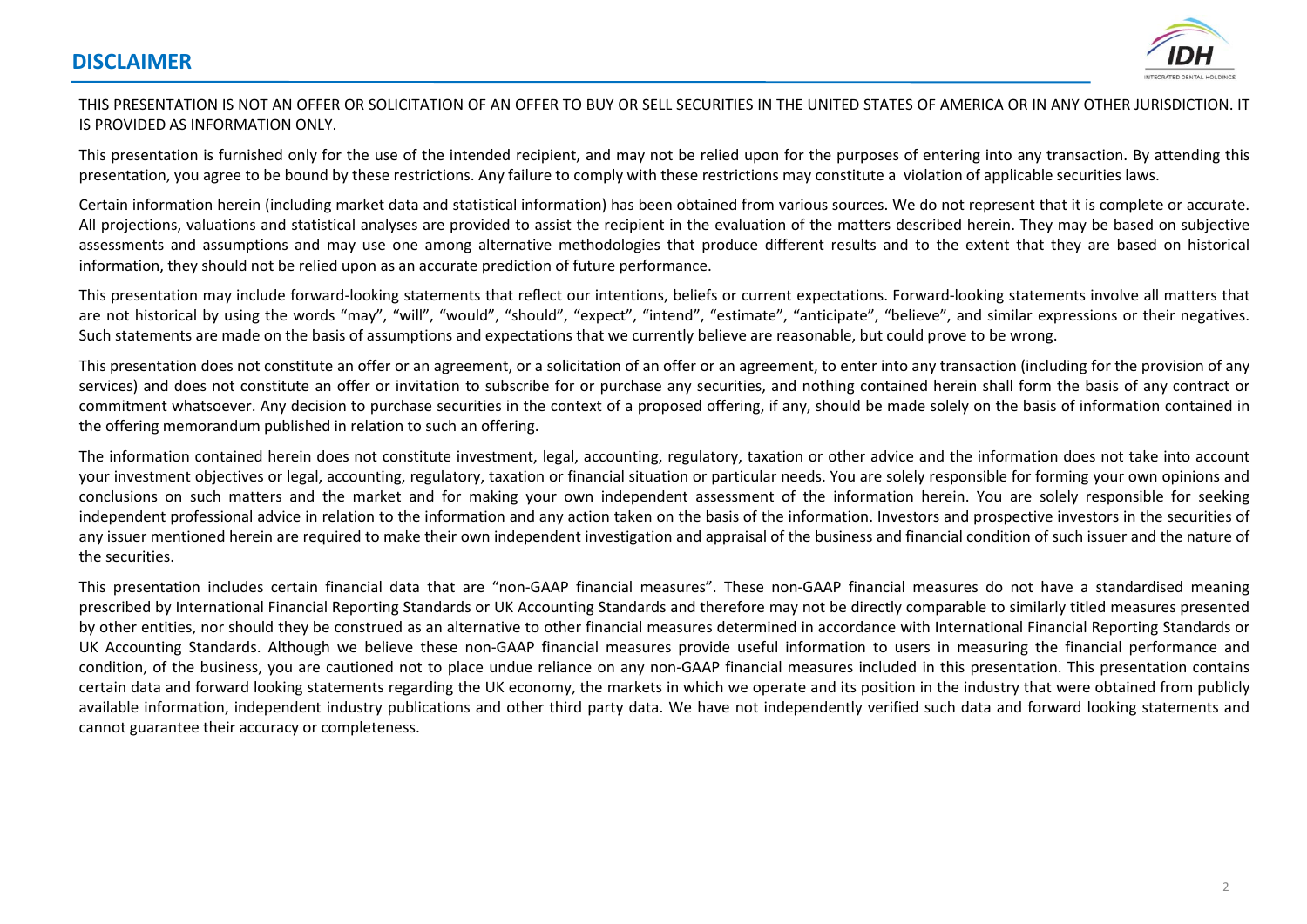# DISCLAIMER

THIS PRESENTATION IS NOT AN OFFER OR SOLICITATION OF AN OFFER TO BUY OR SELL SECURITIES IN THE UNITED STATES OF AMERICA OR IN ANY OTHER JURISDICTION. IT IS PROVIDED AS INFORMATION ONLY.

This presentation is furnished only for the use of the intended recipient, and may not be relied upon for the purposes of entering into any transaction. By attending this presentation, you agree to be bound by these restrictions. Any failure to comply with these restrictions may constitute a violation of applicable securities laws.

Certain information herein (including market data and statistical information) has been obtained from various sources. We do not represent that it is complete or accurate. All projections, valuations and statistical analyses are provided to assist the recipient in the evaluation of the matters described herein. They may be based on subjective assessments and assumptions and may use one among alternative methodologies that produce different results and to the extent that they are based on historical information, they should not be relied upon as an accurate prediction of future performance.

This presentation may include forward-looking statements that reflect our intentions, beliefs or current expectations. Forward-looking statements involve all matters that are not historical by using the words "may", "will", "would", "should", "expect", "intend", "estimate", "anticipate", "believe", and similar expressions or their negatives. Such statements are made on the basis of assumptions and expectations that we currently believe are reasonable, but could prove to be wrong.

This presentation does not constitute an offer or an agreement, or a solicitation of an offer or an agreement, to enter into any transaction (including for the provision of any services) and does not constitute an offer or invitation to subscribe for or purchase any securities, and nothing contained herein shall form the basis of any contract or commitment whatsoever. Any decision to purchase securities in the context of a proposed offering, if any, should be made solely on the basis of information contained in the offering memorandum published in relation to such an offering.

The information contained herein does not constitute investment, legal, accounting, regulatory, taxation or other advice and the information does not take into account your investment objectives or legal, accounting, regulatory, taxation or financial situation or particular needs. You are solely responsible for forming your own opinions and conclusions on such matters and the market and for making your own independent assessment of the information herein. You are solely responsible for seeking independent professional advice in relation to the information and any action taken on the basis of the information. Investors and prospective investors in the securities of any issuer mentioned herein are required to make their own independent investigation and appraisal of the business and financial condition of such issuer and the nature of the securities.

This presentation includes certain financial data that are "non-GAAP financial measures". These non-GAAP financial measures do not have a standardised meaning prescribed by International Financial Reporting Standards or UK Accounting Standards and therefore may not be directly comparable to similarly titled measures presented by other entities, nor should they be construed as an alternative to other financial measures determined in accordance with International Financial Reporting Standards or UK Accounting Standards. Although we believe these non-GAAP financial measures provide useful information to users in measuring the financial performance and condition, of the business, you are cautioned not to place undue reliance on any non-GAAP financial measures included in this presentation. This presentation contains certain data and forward looking statements regarding the UK economy, the markets in which we operate and its position in the industry that were obtained from publicly available information, independent industry publications and other third party data. We have not independently verified such data and forward looking statements and cannot guarantee their accuracy or completeness.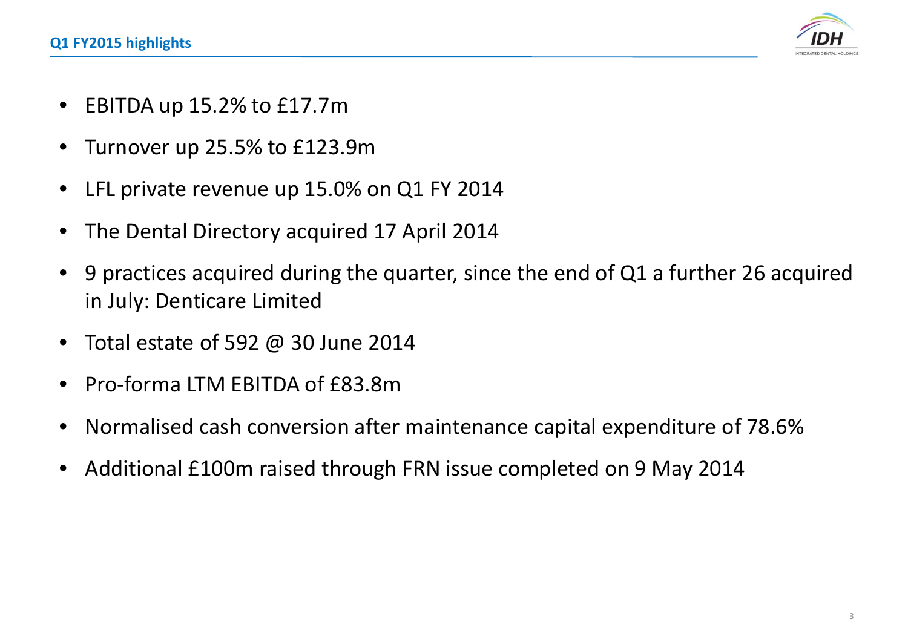## Q1 FY2015 highlights

- EBITDA up 15.2% to £17.7m
- Turnover up 25.5% to £123.9m
- LFL private revenue up 15.0% on Q1 FY 2014
- The Dental Directory acquired 17 April 2014
- 9 practices acquired during the quarter, since the end of Q1 a further 26 acquired in July: Denticare Limited
- Total estate of 592 @ 30 June 2014
- Pro-forma LTM EBITDA of £83.8m
- Normalised cash conversion after maintenance capital expenditure of 78.6%
- Additional £100m raised through FRN issue completed on 9 May 2014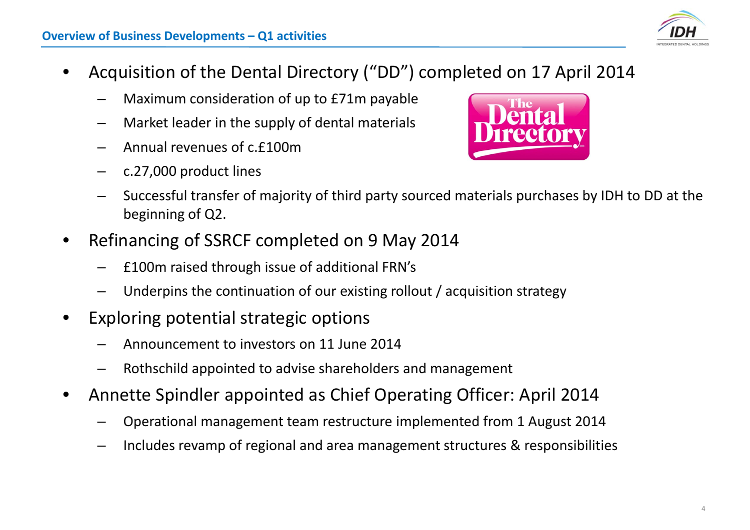## Overview of Business Developments – Q1 activities

- Acquisition of the Dental Directory ("DD") completed on 17 April 2014
  - Maximum consideration of up to £71m payable
  - Market leader in the supply of dental materials
  - Annual revenues of c.£100m
  - c.27,000 product lines
  - Successful transfer of majority of third party sourced materials purchases by IDH to DD at the beginning of Q2.
- Refinancing of SSRCF completed on 9 May 2014
  - £100m raised through issue of additional FRN's
  - Underpins the continuation of our existing rollout / acquisition strategy
- Exploring potential strategic options
  - Announcement to investors on 11 June 2014
  - Rothschild appointed to advise shareholders and management
- Annette Spindler appointed as Chief Operating Officer: April 2014
  - Operational management team restructure implemented from 1 August 2014
  - Includes revamp of regional and area management structures & responsibilities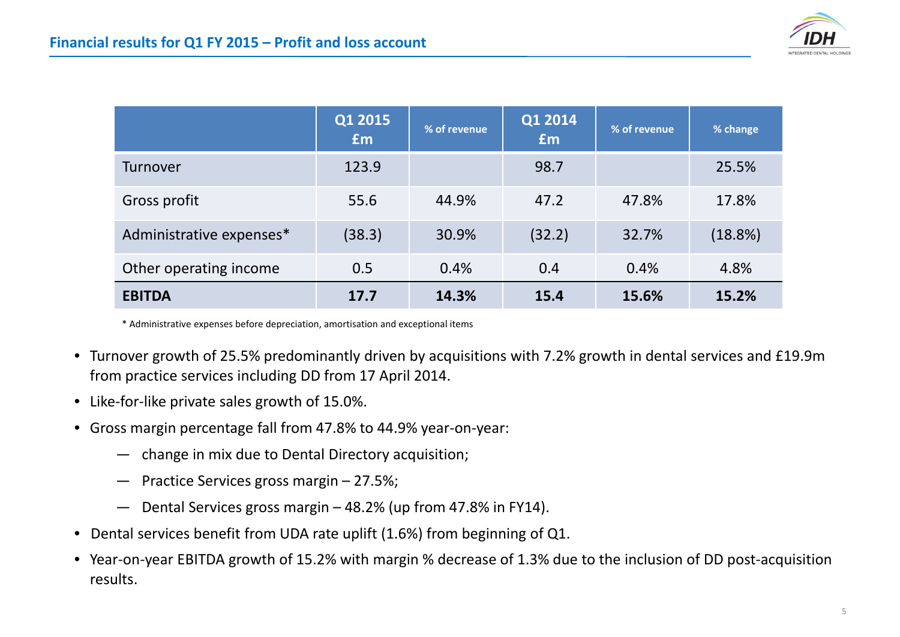## Financial results for Q1 FY 2015 – Profit and loss account

| | Q1 2015 £m | % of revenue | Q1 2014 £m | % of revenue | % change |
|---|---|---|---|---|---|
| Turnover | 123.9 | | 98.7 | | 25.5% |
| Gross profit | 55.6 | 44.9% | 47.2 | 47.8% | 17.8% |
| Administrative expenses* | (38.3) | 30.9% | (32.2) | 32.7% | (18.8%) |
| Other operating income | 0.5 | 0.4% | 0.4 | 0.4% | 4.8% |
| **EBITDA** | **17.7** | **14.3%** | **15.4** | **15.6%** | **15.2%** |

\* Administrative expenses before depreciation, amortisation and exceptional items

- Turnover growth of 25.5% predominantly driven by acquisitions with 7.2% growth in dental services and £19.9m from practice services including DD from 17 April 2014.
- Like-for-like private sales growth of 15.0%.
- Gross margin percentage fall from 47.8% to 44.9% year-on-year:
  - change in mix due to Dental Directory acquisition;
  - Practice Services gross margin – 27.5%;
  - Dental Services gross margin – 48.2% (up from 47.8% in FY14).
- Dental services benefit from UDA rate uplift (1.6%) from beginning of Q1.
- Year-on-year EBITDA growth of 15.2% with margin % decrease of 1.3% due to the inclusion of DD post-acquisition results.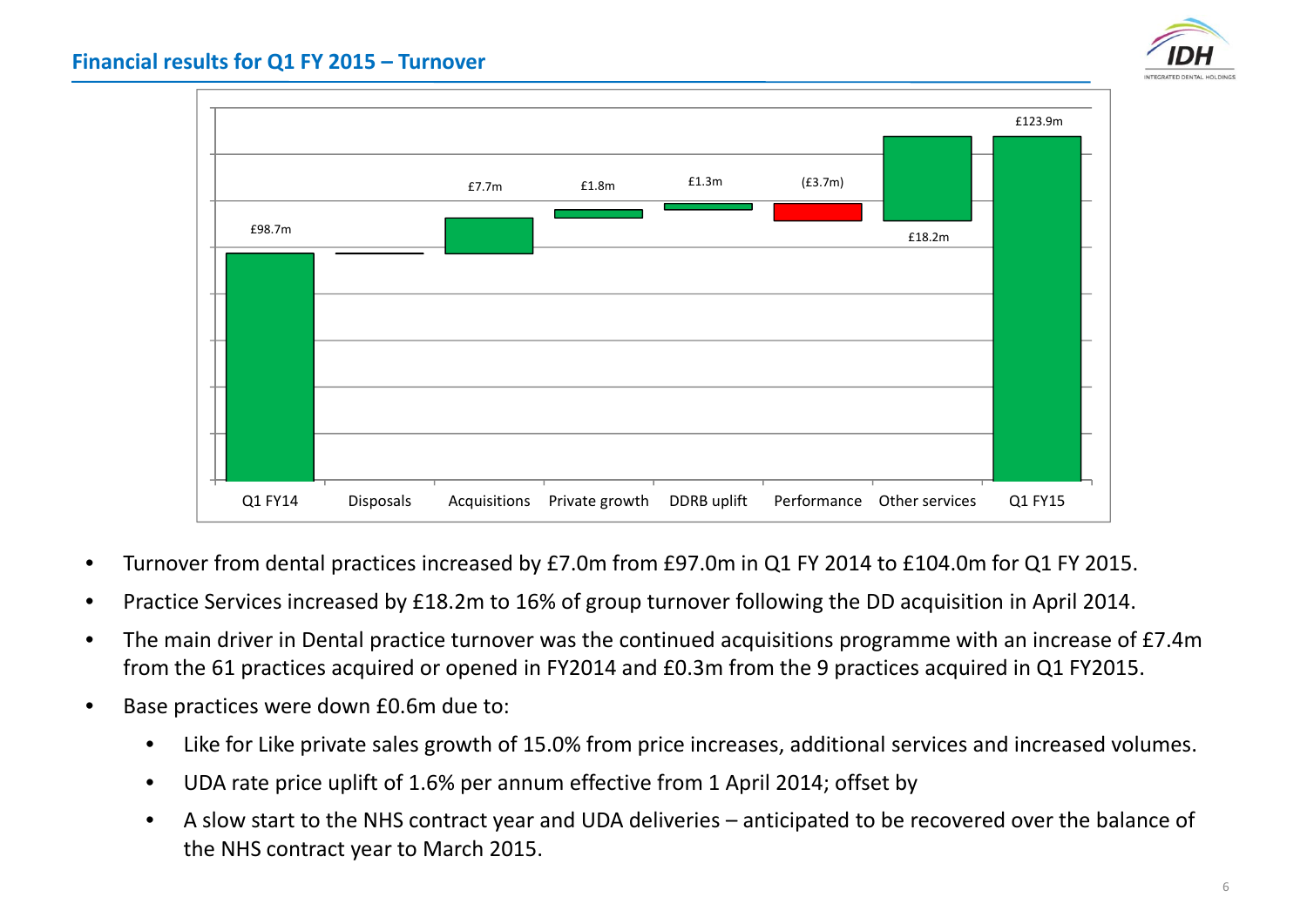## Financial results for Q1 FY 2015 – Turnover

| | Q1 FY14 | Disposals | Acquisitions | Private growth | DDRB uplift | Performance | Other services | Q1 FY15 |
|---|---|---|---|---|---|---|---|---|
| Value | £98.7m | | £7.7m | £1.8m | £1.3m | (£3.7m) | £18.2m | £123.9m |

- Turnover from dental practices increased by £7.0m from £97.0m in Q1 FY 2014 to £104.0m for Q1 FY 2015.
- Practice Services increased by £18.2m to 16% of group turnover following the DD acquisition in April 2014.
- The main driver in Dental practice turnover was the continued acquisitions programme with an increase of £7.4m from the 61 practices acquired or opened in FY2014 and £0.3m from the 9 practices acquired in Q1 FY2015.
- Base practices were down £0.6m due to:
  - Like for Like private sales growth of 15.0% from price increases, additional services and increased volumes.
  - UDA rate price uplift of 1.6% per annum effective from 1 April 2014; offset by
  - A slow start to the NHS contract year and UDA deliveries – anticipated to be recovered over the balance of the NHS contract year to March 2015.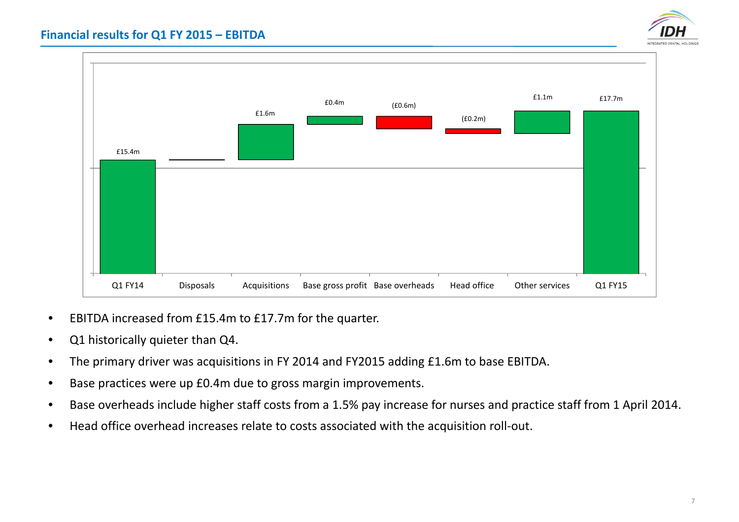## Financial results for Q1 FY 2015 – EBITDA

| Q1 FY14 | Disposals | Acquisitions | Base gross profit | Base overheads | Head office | Other services | Q1 FY15 |
|---|---|---|---|---|---|---|---|
| £15.4m | | £1.6m | £0.4m | (£0.6m) | (£0.2m) | £1.1m | £17.7m |

- EBITDA increased from £15.4m to £17.7m for the quarter.
- Q1 historically quieter than Q4.
- The primary driver was acquisitions in FY 2014 and FY2015 adding £1.6m to base EBITDA.
- Base practices were up £0.4m due to gross margin improvements.
- Base overheads include higher staff costs from a 1.5% pay increase for nurses and practice staff from 1 April 2014.
- Head office overhead increases relate to costs associated with the acquisition roll-out.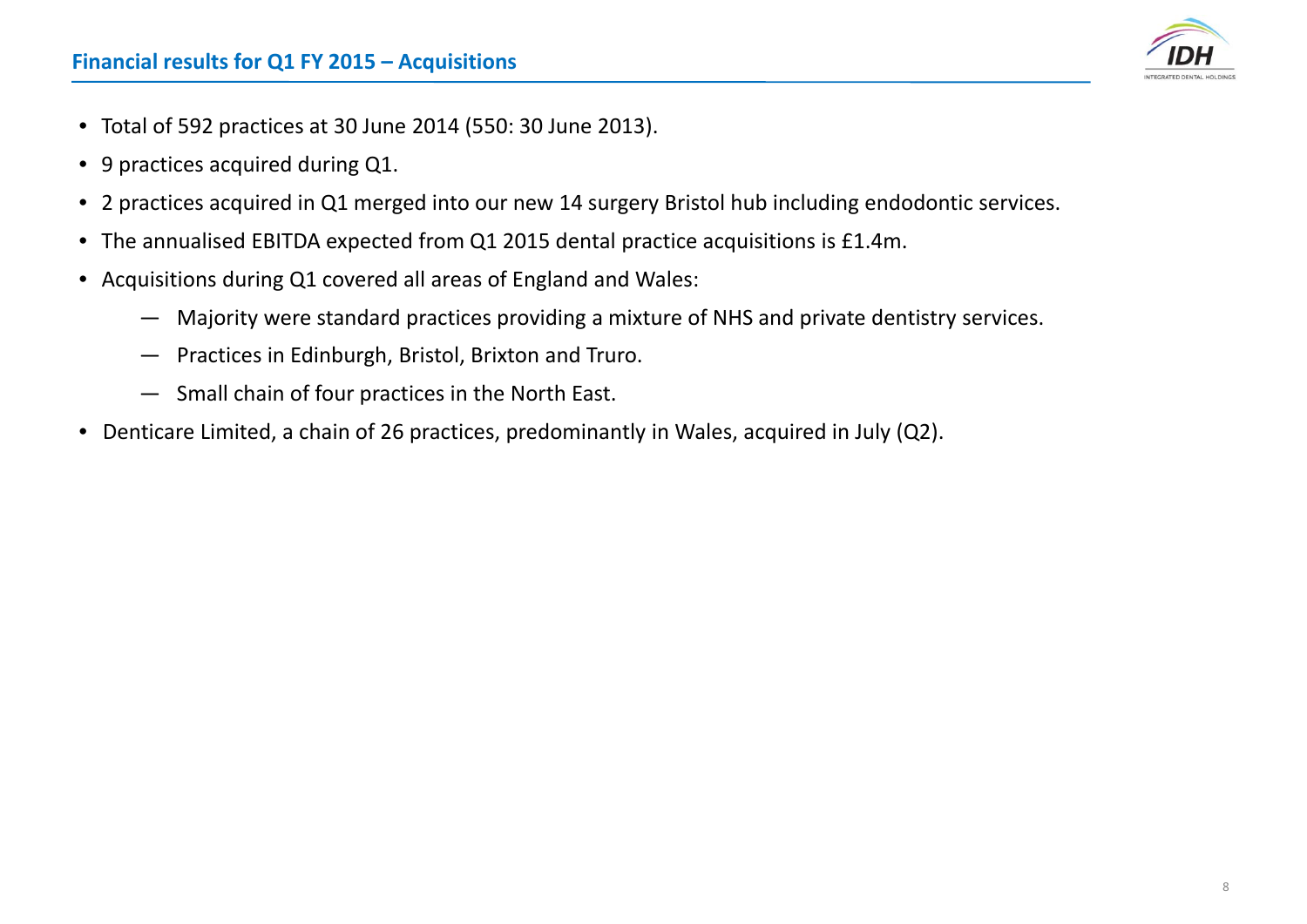## Financial results for Q1 FY 2015 – Acquisitions

- Total of 592 practices at 30 June 2014 (550: 30 June 2013).
- 9 practices acquired during Q1.
- 2 practices acquired in Q1 merged into our new 14 surgery Bristol hub including endodontic services.
- The annualised EBITDA expected from Q1 2015 dental practice acquisitions is £1.4m.
- Acquisitions during Q1 covered all areas of England and Wales:
  - Majority were standard practices providing a mixture of NHS and private dentistry services.
  - Practices in Edinburgh, Bristol, Brixton and Truro.
  - Small chain of four practices in the North East.
- Denticare Limited, a chain of 26 practices, predominantly in Wales, acquired in July (Q2).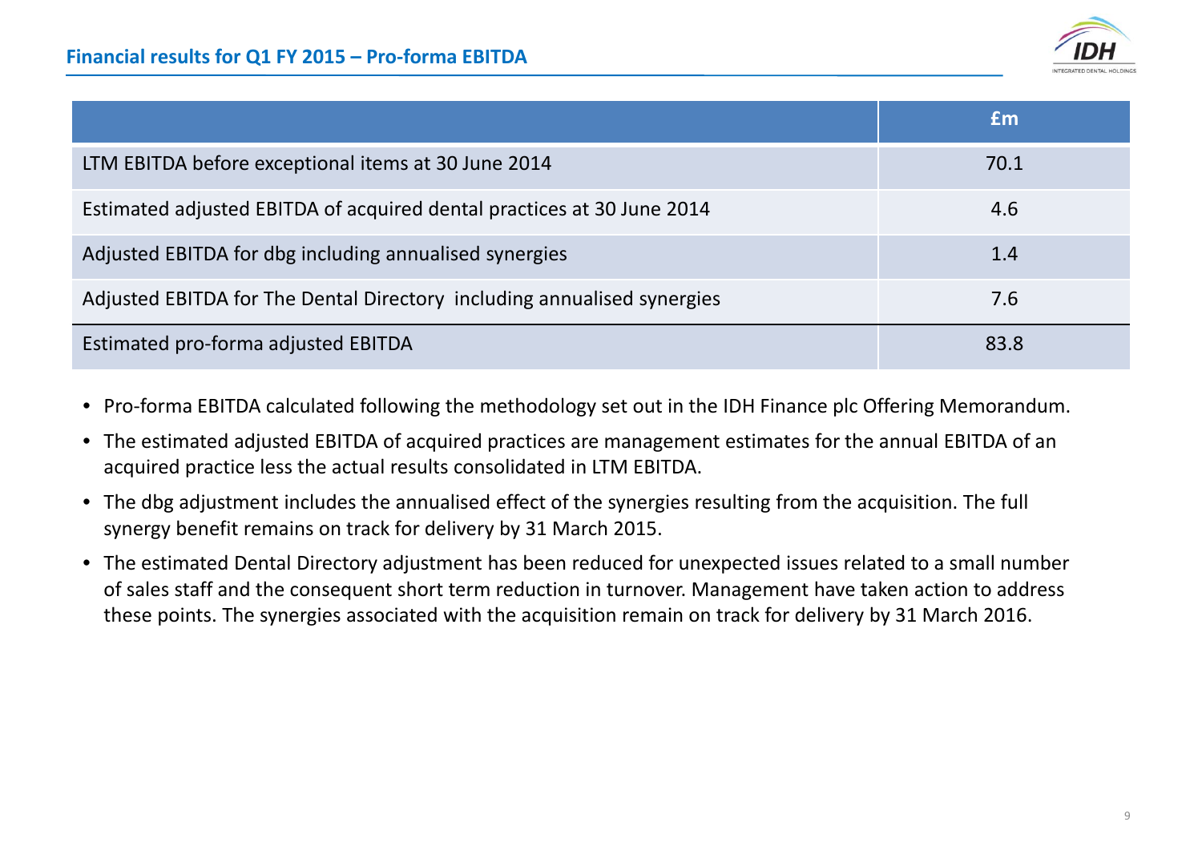## Financial results for Q1 FY 2015 – Pro-forma EBITDA

| | £m |
|---|---|
| LTM EBITDA before exceptional items at 30 June 2014 | 70.1 |
| Estimated adjusted EBITDA of acquired dental practices at 30 June 2014 | 4.6 |
| Adjusted EBITDA for dbg including annualised synergies | 1.4 |
| Adjusted EBITDA for The Dental Directory including annualised synergies | 7.6 |
| Estimated pro-forma adjusted EBITDA | 83.8 |

- Pro-forma EBITDA calculated following the methodology set out in the IDH Finance plc Offering Memorandum.
- The estimated adjusted EBITDA of acquired practices are management estimates for the annual EBITDA of an acquired practice less the actual results consolidated in LTM EBITDA.
- The dbg adjustment includes the annualised effect of the synergies resulting from the acquisition. The full synergy benefit remains on track for delivery by 31 March 2015.
- The estimated Dental Directory adjustment has been reduced for unexpected issues related to a small number of sales staff and the consequent short term reduction in turnover. Management have taken action to address these points. The synergies associated with the acquisition remain on track for delivery by 31 March 2016.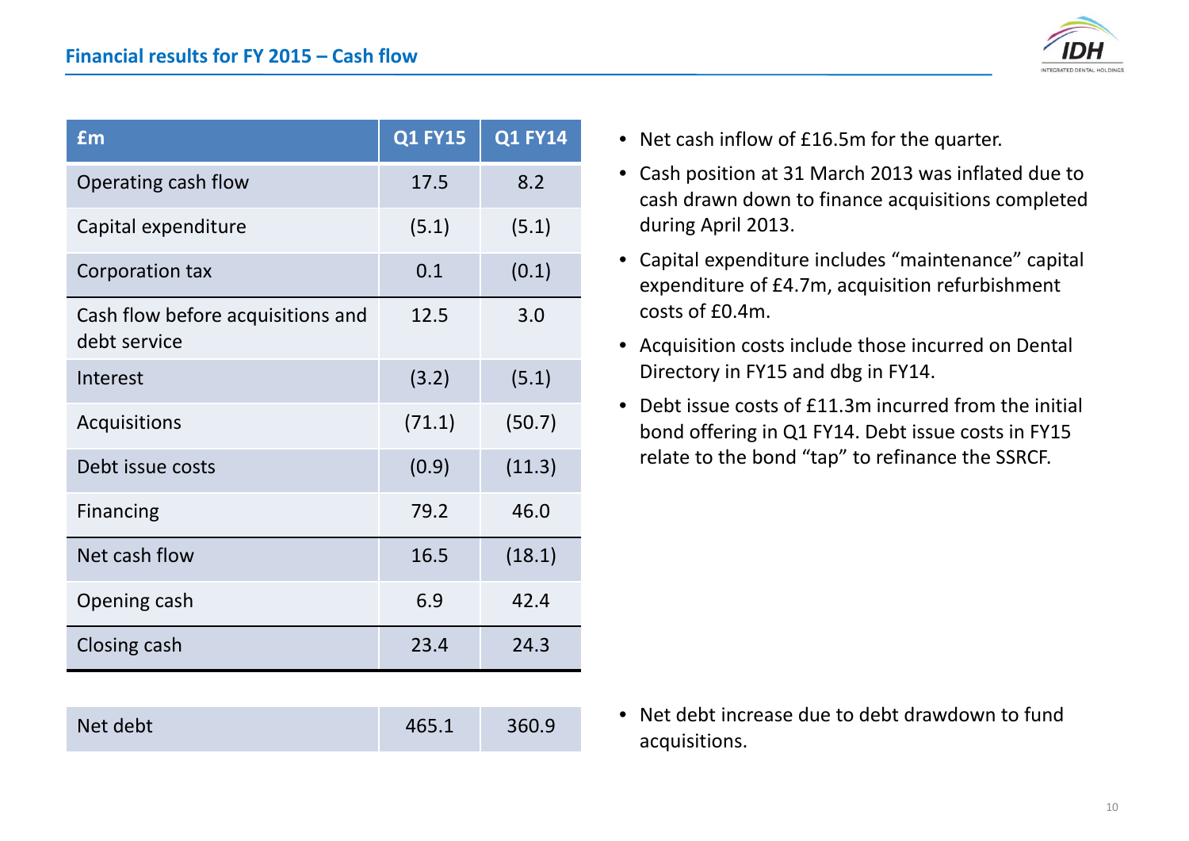## Financial results for FY 2015 – Cash flow

| £m | Q1 FY15 | Q1 FY14 |
|---|---|---|
| Operating cash flow | 17.5 | 8.2 |
| Capital expenditure | (5.1) | (5.1) |
| Corporation tax | 0.1 | (0.1) |
| Cash flow before acquisitions and debt service | 12.5 | 3.0 |
| Interest | (3.2) | (5.1) |
| Acquisitions | (71.1) | (50.7) |
| Debt issue costs | (0.9) | (11.3) |
| Financing | 79.2 | 46.0 |
| Net cash flow | 16.5 | (18.1) |
| Opening cash | 6.9 | 42.4 |
| Closing cash | 23.4 | 24.3 |

| | | |
|---|---|---|
| Net debt | 465.1 | 360.9 |

- Net cash inflow of £16.5m for the quarter.
- Cash position at 31 March 2013 was inflated due to cash drawn down to finance acquisitions completed during April 2013.
- Capital expenditure includes "maintenance" capital expenditure of £4.7m, acquisition refurbishment costs of £0.4m.
- Acquisition costs include those incurred on Dental Directory in FY15 and dbg in FY14.
- Debt issue costs of £11.3m incurred from the initial bond offering in Q1 FY14. Debt issue costs in FY15 relate to the bond "tap" to refinance the SSRCF.

- Net debt increase due to debt drawdown to fund acquisitions.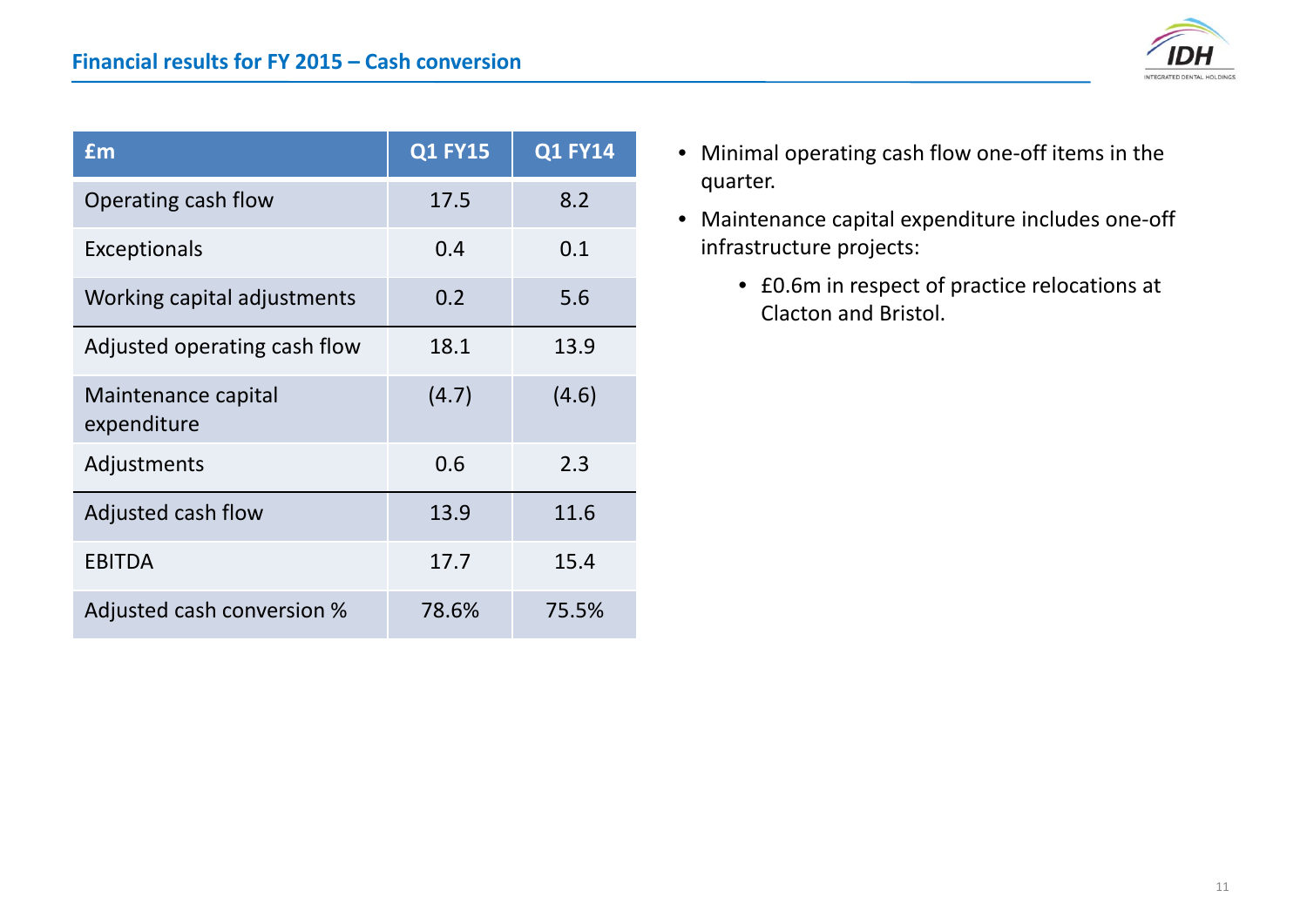## Financial results for FY 2015 – Cash conversion

| £m | Q1 FY15 | Q1 FY14 |
|---|---|---|
| Operating cash flow | 17.5 | 8.2 |
| Exceptionals | 0.4 | 0.1 |
| Working capital adjustments | 0.2 | 5.6 |
| Adjusted operating cash flow | 18.1 | 13.9 |
| Maintenance capital expenditure | (4.7) | (4.6) |
| Adjustments | 0.6 | 2.3 |
| Adjusted cash flow | 13.9 | 11.6 |
| EBITDA | 17.7 | 15.4 |
| Adjusted cash conversion % | 78.6% | 75.5% |

- Minimal operating cash flow one-off items in the quarter.
- Maintenance capital expenditure includes one-off infrastructure projects:
  - £0.6m in respect of practice relocations at Clacton and Bristol.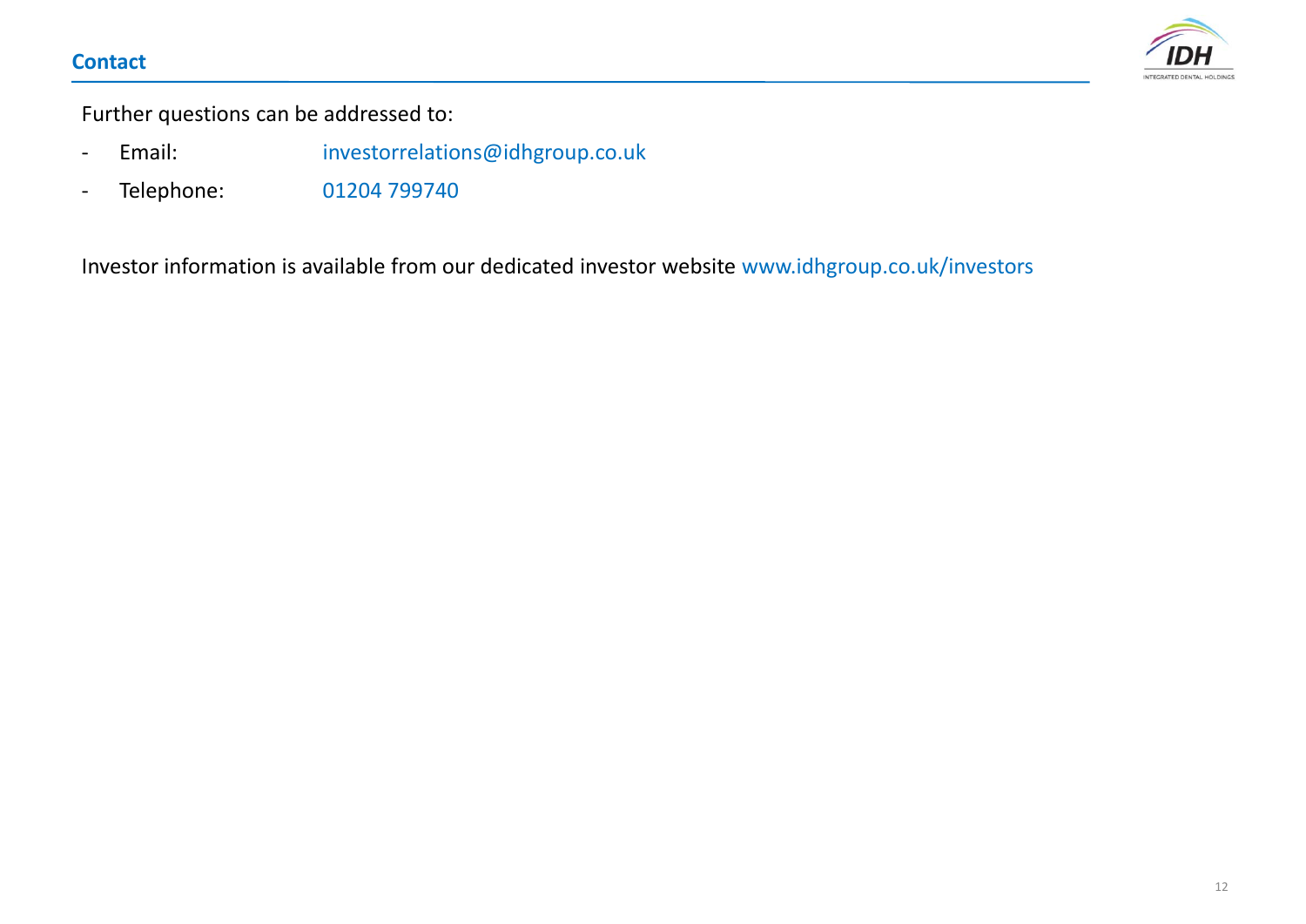## Contact

Further questions can be addressed to:

- Email: investorrelations@idhgroup.co.uk
- Telephone: 01204 799740

Investor information is available from our dedicated investor website www.idhgroup.co.uk/investors